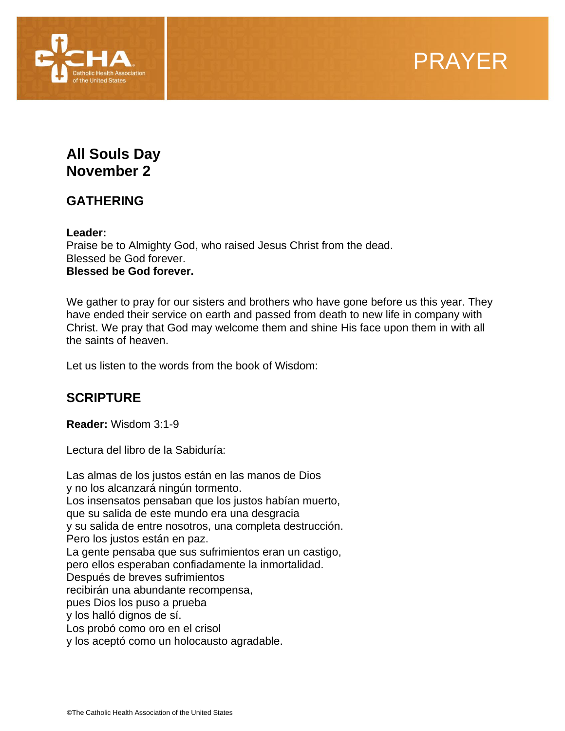PRAYER

# All Souls Day
# November 2

## GATHERING

**Leader:**
Praise be to Almighty God, who raised Jesus Christ from the dead.
Blessed be God forever.
**Blessed be God forever.**

We gather to pray for our sisters and brothers who have gone before us this year. They have ended their service on earth and passed from death to new life in company with Christ. We pray that God may welcome them and shine His face upon them in with all the saints of heaven.

Let us listen to the words from the book of Wisdom:

## SCRIPTURE

**Reader:** Wisdom 3:1-9

Lectura del libro de la Sabiduría:

Las almas de los justos están en las manos de Dios
y no los alcanzará ningún tormento.
Los insensatos pensaban que los justos habían muerto,
que su salida de este mundo era una desgracia
y su salida de entre nosotros, una completa destrucción.
Pero los justos están en paz.
La gente pensaba que sus sufrimientos eran un castigo,
pero ellos esperaban confiadamente la inmortalidad.
Después de breves sufrimientos
recibirán una abundante recompensa,
pues Dios los puso a prueba
y los halló dignos de sí.
Los probó como oro en el crisol
y los aceptó como un holocausto agradable.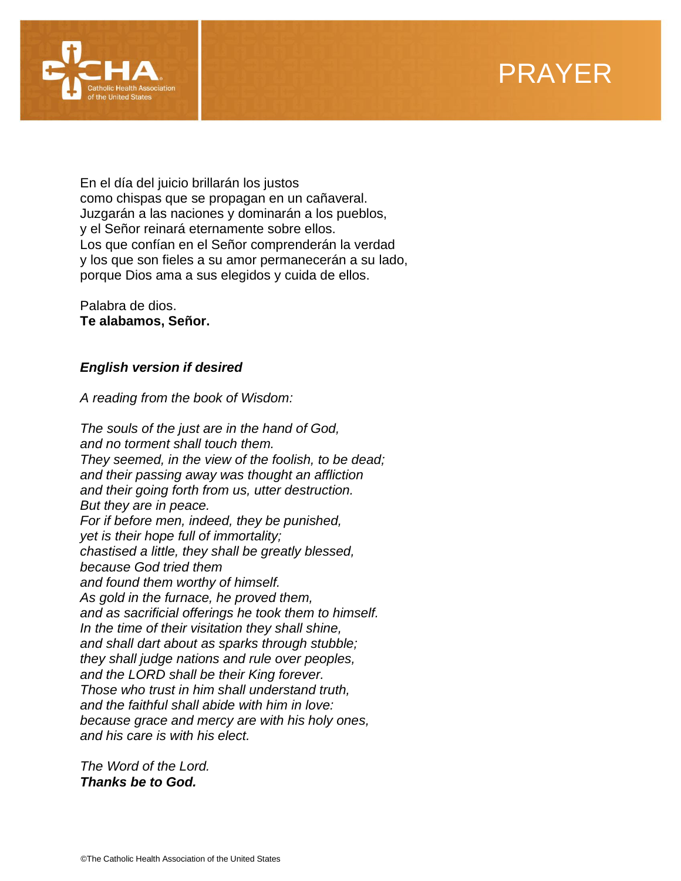En el día del juicio brillarán los justos
como chispas que se propagan en un cañaveral.
Juzgarán a las naciones y dominarán a los pueblos,
y el Señor reinará eternamente sobre ellos.
Los que confían en el Señor comprenderán la verdad
y los que son fieles a su amor permanecerán a su lado,
porque Dios ama a sus elegidos y cuida de ellos.

Palabra de dios.
**Te alabamos, Señor.**

***English version if desired***

*A reading from the book of Wisdom:*

*The souls of the just are in the hand of God,
and no torment shall touch them.
They seemed, in the view of the foolish, to be dead;
and their passing away was thought an affliction
and their going forth from us, utter destruction.
But they are in peace.
For if before men, indeed, they be punished,
yet is their hope full of immortality;
chastised a little, they shall be greatly blessed,
because God tried them
and found them worthy of himself.
As gold in the furnace, he proved them,
and as sacrificial offerings he took them to himself.
In the time of their visitation they shall shine,
and shall dart about as sparks through stubble;
they shall judge nations and rule over peoples,
and the LORD shall be their King forever.
Those who trust in him shall understand truth,
and the faithful shall abide with him in love:
because grace and mercy are with his holy ones,
and his care is with his elect.*

*The Word of the Lord.*
***Thanks be to God.***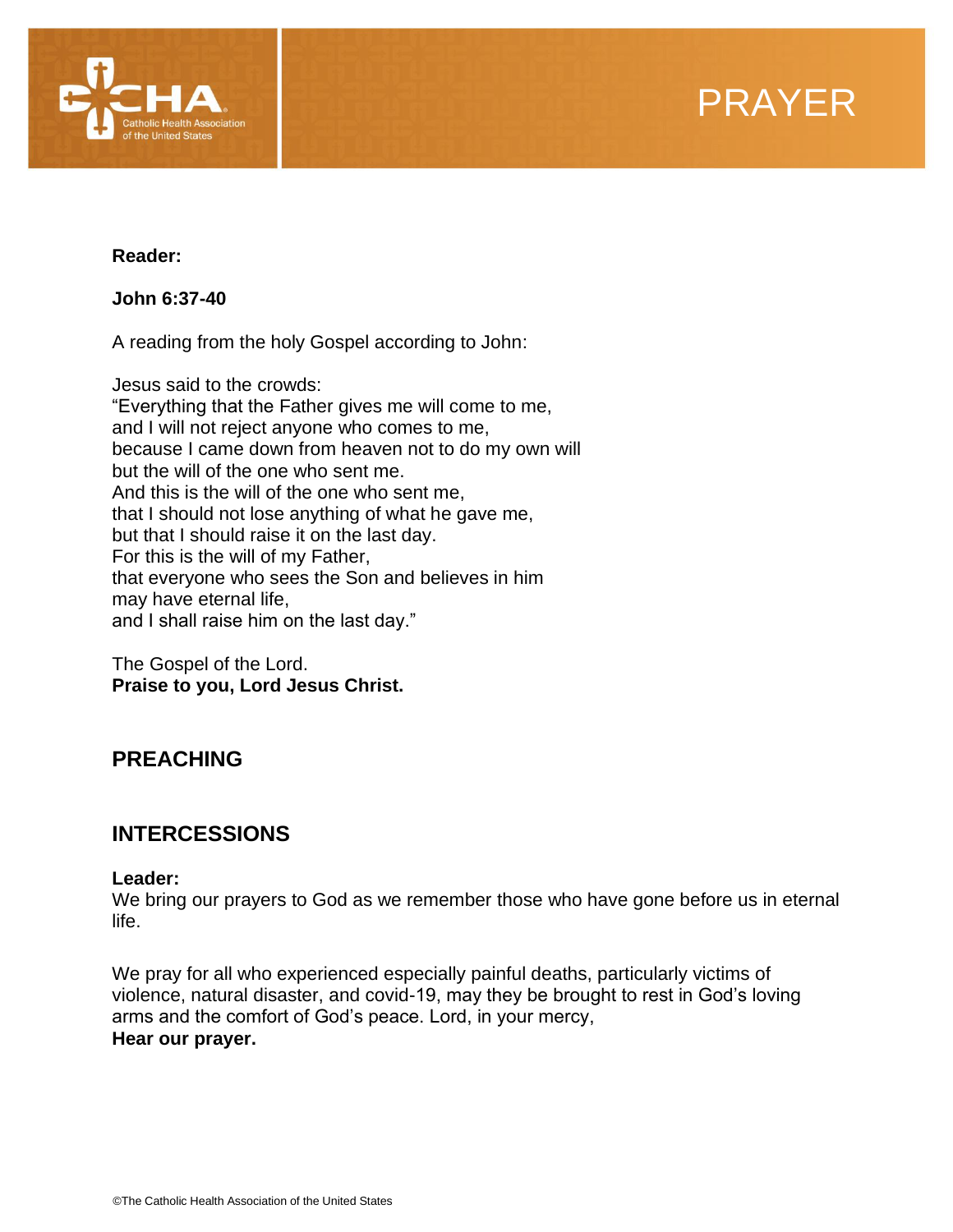**Reader:**

**John 6:37-40**

A reading from the holy Gospel according to John:

Jesus said to the crowds:
"Everything that the Father gives me will come to me,
and I will not reject anyone who comes to me,
because I came down from heaven not to do my own will
but the will of the one who sent me.
And this is the will of the one who sent me,
that I should not lose anything of what he gave me,
but that I should raise it on the last day.
For this is the will of my Father,
that everyone who sees the Son and believes in him
may have eternal life,
and I shall raise him on the last day."

The Gospel of the Lord.
**Praise to you, Lord Jesus Christ.**

## PREACHING

## INTERCESSIONS

**Leader:**
We bring our prayers to God as we remember those who have gone before us in eternal life.

We pray for all who experienced especially painful deaths, particularly victims of violence, natural disaster, and covid-19, may they be brought to rest in God's loving arms and the comfort of God's peace. Lord, in your mercy,
**Hear our prayer.**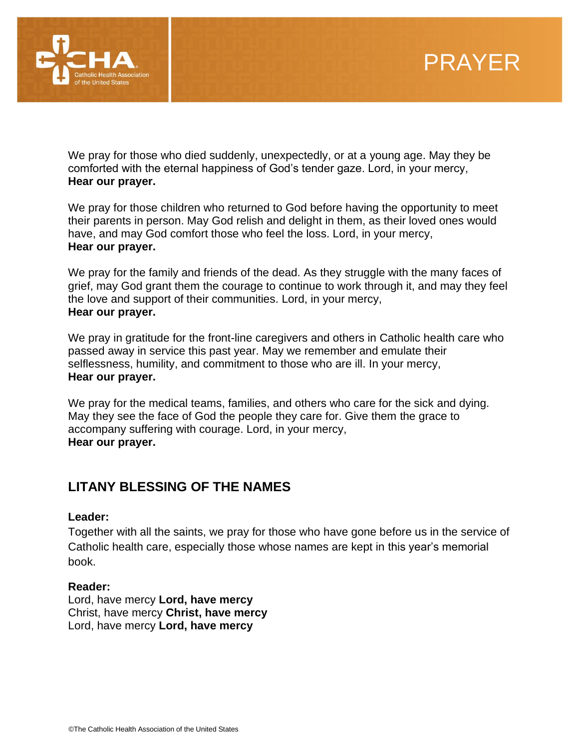We pray for those who died suddenly, unexpectedly, or at a young age. May they be comforted with the eternal happiness of God's tender gaze. Lord, in your mercy,
**Hear our prayer.**

We pray for those children who returned to God before having the opportunity to meet their parents in person. May God relish and delight in them, as their loved ones would have, and may God comfort those who feel the loss. Lord, in your mercy,
**Hear our prayer.**

We pray for the family and friends of the dead. As they struggle with the many faces of grief, may God grant them the courage to continue to work through it, and may they feel the love and support of their communities. Lord, in your mercy,
**Hear our prayer.**

We pray in gratitude for the front-line caregivers and others in Catholic health care who passed away in service this past year. May we remember and emulate their selflessness, humility, and commitment to those who are ill. In your mercy,
**Hear our prayer.**

We pray for the medical teams, families, and others who care for the sick and dying. May they see the face of God the people they care for. Give them the grace to accompany suffering with courage. Lord, in your mercy,
**Hear our prayer.**

## LITANY BLESSING OF THE NAMES

**Leader:**
Together with all the saints, we pray for those who have gone before us in the service of Catholic health care, especially those whose names are kept in this year's memorial book.

**Reader:**
Lord, have mercy **Lord, have mercy**
Christ, have mercy **Christ, have mercy**
Lord, have mercy **Lord, have mercy**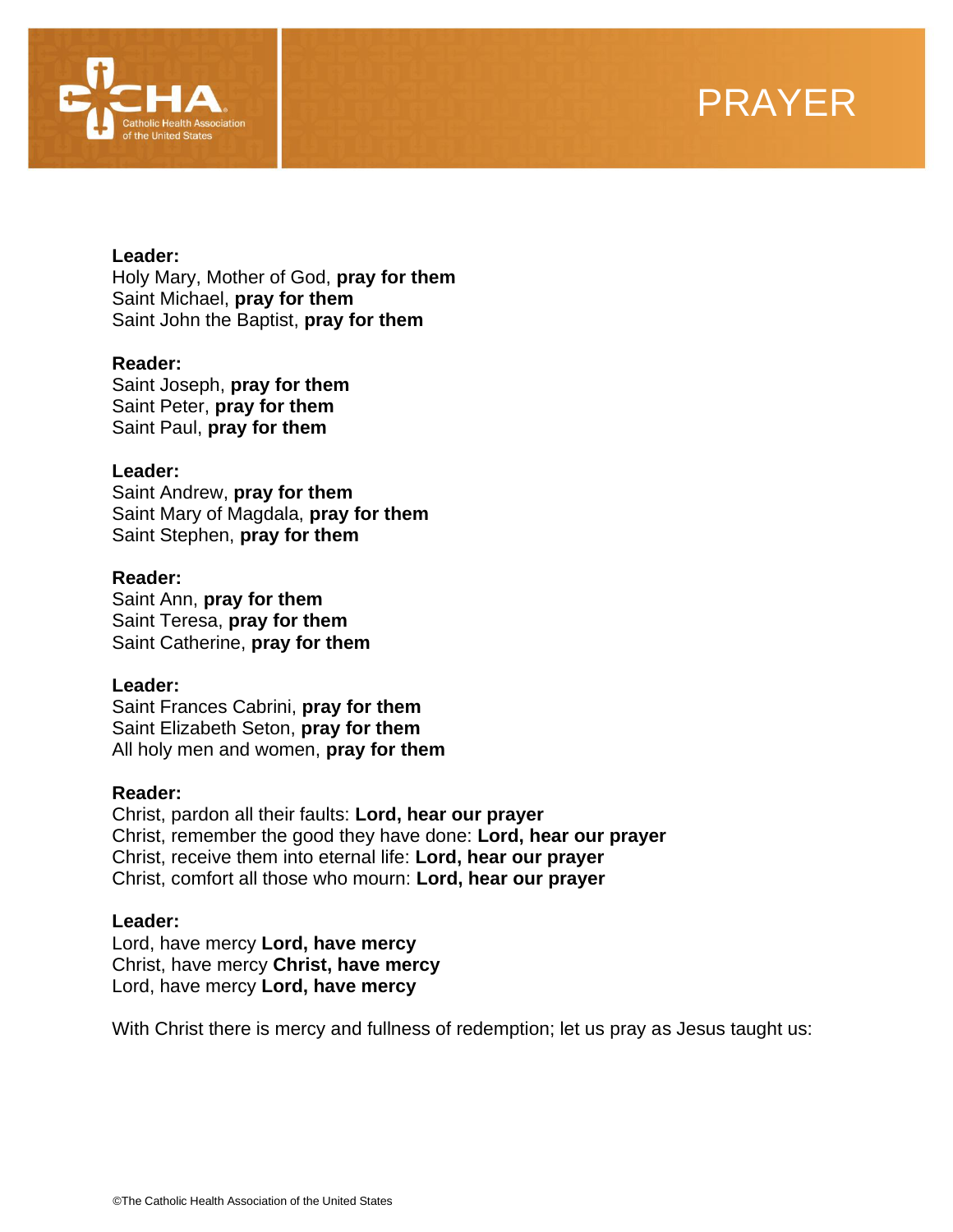**Leader:**
Holy Mary, Mother of God, **pray for them**
Saint Michael, **pray for them**
Saint John the Baptist, **pray for them**

**Reader:**
Saint Joseph, **pray for them**
Saint Peter, **pray for them**
Saint Paul, **pray for them**

**Leader:**
Saint Andrew, **pray for them**
Saint Mary of Magdala, **pray for them**
Saint Stephen, **pray for them**

**Reader:**
Saint Ann, **pray for them**
Saint Teresa, **pray for them**
Saint Catherine, **pray for them**

**Leader:**
Saint Frances Cabrini, **pray for them**
Saint Elizabeth Seton, **pray for them**
All holy men and women, **pray for them**

**Reader:**
Christ, pardon all their faults: **Lord, hear our prayer**
Christ, remember the good they have done: **Lord, hear our prayer**
Christ, receive them into eternal life: **Lord, hear our prayer**
Christ, comfort all those who mourn: **Lord, hear our prayer**

**Leader:**
Lord, have mercy **Lord, have mercy**
Christ, have mercy **Christ, have mercy**
Lord, have mercy **Lord, have mercy**

With Christ there is mercy and fullness of redemption; let us pray as Jesus taught us: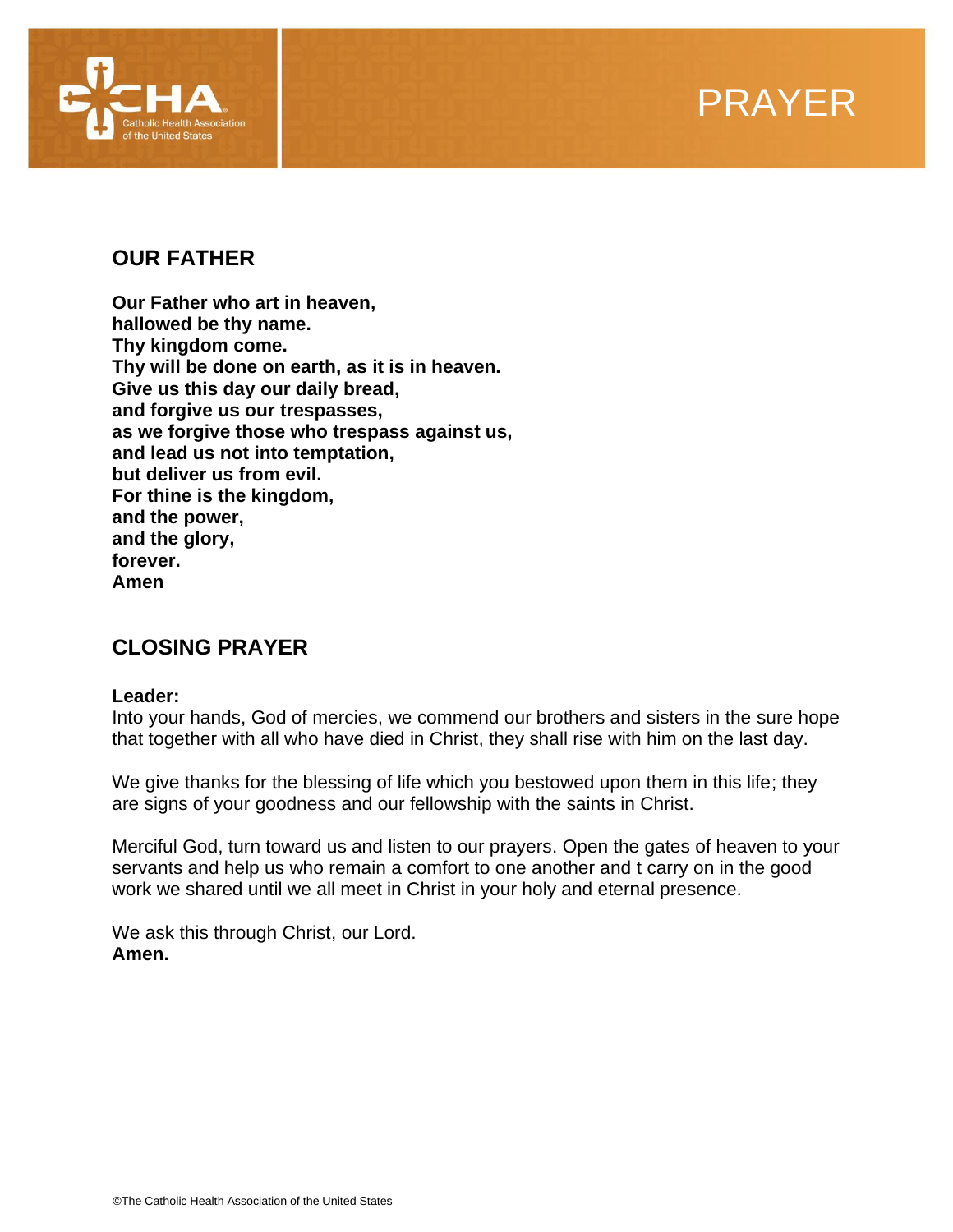# PRAYER

## OUR FATHER

**Our Father who art in heaven,**
**hallowed be thy name.**
**Thy kingdom come.**
**Thy will be done on earth, as it is in heaven.**
**Give us this day our daily bread,**
**and forgive us our trespasses,**
**as we forgive those who trespass against us,**
**and lead us not into temptation,**
**but deliver us from evil.**
**For thine is the kingdom,**
**and the power,**
**and the glory,**
**forever.**
**Amen**

## CLOSING PRAYER

**Leader:**
Into your hands, God of mercies, we commend our brothers and sisters in the sure hope that together with all who have died in Christ, they shall rise with him on the last day.

We give thanks for the blessing of life which you bestowed upon them in this life; they are signs of your goodness and our fellowship with the saints in Christ.

Merciful God, turn toward us and listen to our prayers. Open the gates of heaven to your servants and help us who remain a comfort to one another and t carry on in the good work we shared until we all meet in Christ in your holy and eternal presence.

We ask this through Christ, our Lord.
**Amen.**

©The Catholic Health Association of the United States